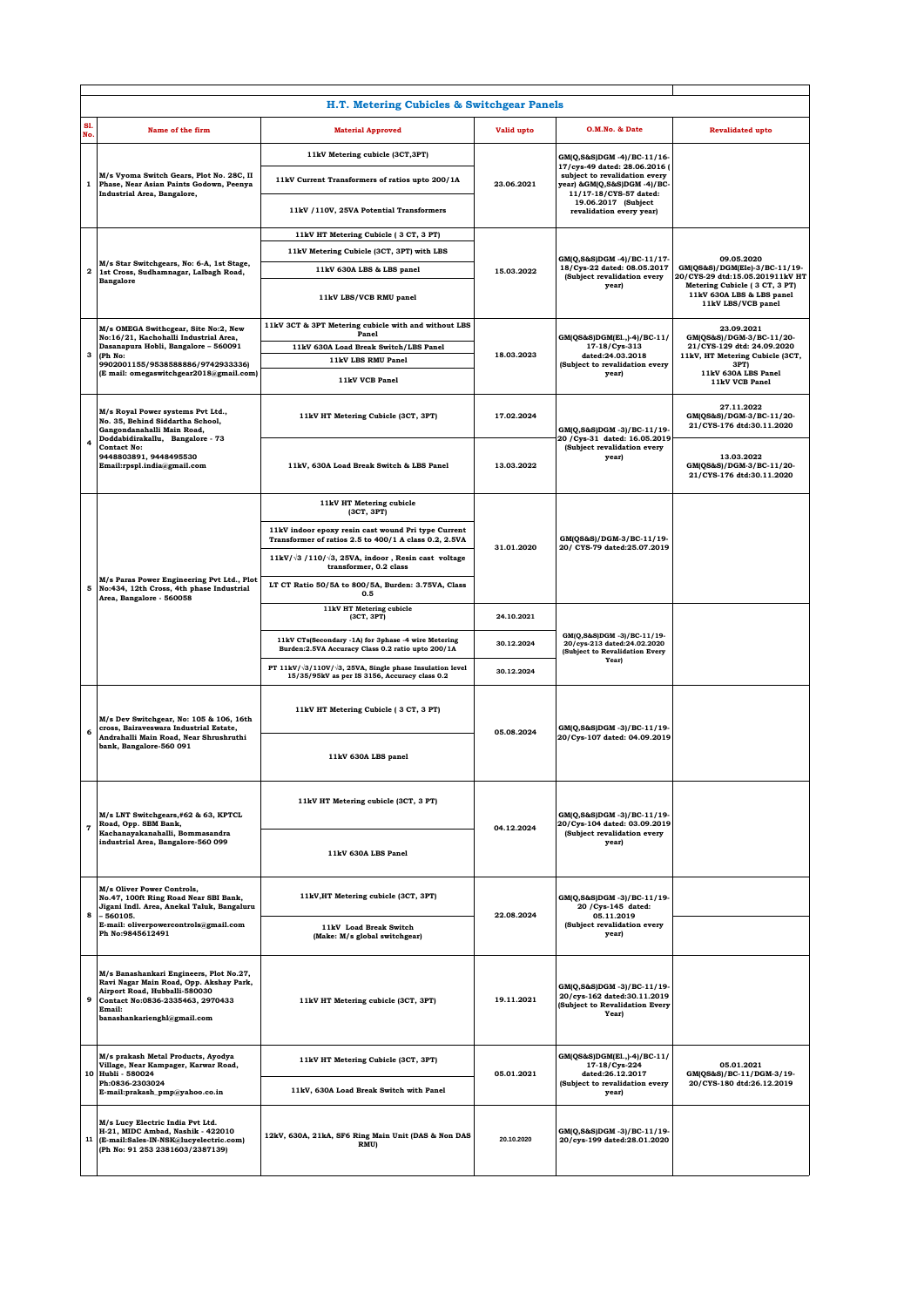## H.T. Metering Cubicles & Switchgear Panels

| Sl. No. | Name of the firm | Material Approved | Valid upto | O.M.No. & Date | Revalidated upto |
|---|---|---|---|---|---|
| 1 | M/s Vyoma Switch Gears, Plot No. 28C, II Phase, Near Asian Paints Godown, Peenya Industrial Area, Bangalore, | 11kV Metering cubicle (3CT,3PT) | 23.06.2021 | GM(Q,S&S)DGM -4)/BC-11/16-17/cys-49 dated: 28.06.2016 ( subject to revalidation every year) &GM(Q,S&S)DGM -4)/BC-11/17-18/CYS-57 dated: 19.06.2017 (Subject revalidation every year) | |
| | | 11kV Current Transformers of ratios upto 200/1A | | | |
| | | 11kV /110V, 25VA Potential Transformers | | | |
| 2 | M/s Star Switchgears, No: 6-A, 1st Stage, 1st Cross, Sudhamnagar, Lalbagh Road, Bangalore | 11kV HT Metering Cubicle ( 3 CT, 3 PT) | 15.03.2022 | GM(Q,S&S)DGM -4)/BC-11/17-18/Cys-22 dated: 08.05.2017 (Subject revalidation every year) | 09.05.2020 GM(QS&S)/DGM(Ele)-3/BC-11/19-20/CYS-29 dtd:15.05.201911kV HT Metering Cubicle ( 3 CT, 3 PT) 11kV 630A LBS & LBS panel 11kV LBS/VCB panel |
| | | 11kV Metering Cubicle (3CT, 3PT) with LBS | | | |
| | | 11kV 630A LBS & LBS panel | | | |
| | | 11kV LBS/VCB RMU panel | | | |
| 3 | M/s OMEGA Swithcgear, Site No:2, New No:16/21, Kachohalli Industrial Area, Dasanapura Hobli, Bangalore – 560091 (Ph No: 9902001155/9538588886/9742933336) (E mail: omegaswitchgear2018@gmail.com) | 11kV 3CT & 3PT Metering cubicle with and without LBS Panel | 18.03.2023 | GM(QS&S)DGM(El.,)-4)/BC-11/ 17-18/Cys-313 dated:24.03.2018 (Subject to revalidation every year) | 23.09.2021 GM(QS&S)/DGM-3/BC-11/20-21/CYS-129 dtd: 24.09.2020 11kV, HT Metering Cubicle (3CT, 3PT) 11kV 630A LBS Panel 11kV VCB Panel |
| | | 11kV 630A Load Break Switch/LBS Panel | | | |
| | | 11kV LBS RMU Panel | | | |
| | | 11kV VCB Panel | | | |
| 4 | M/s Royal Power systems Pvt Ltd., No. 35, Behind Siddartha School, Gangondanahalli Main Road, Doddabidirakallu, Bangalore - 73 Contact No: 9448803891, 9448495530 Email:rpspl.india@gmail.com | 11kV HT Metering Cubicle (3CT, 3PT) | 17.02.2024 | GM(Q,S&S)DGM -3)/BC-11/19-20 /Cys-31 dated: 16.05.2019 (Subject revalidation every year) | 27.11.2022 GM(QS&S)/DGM-3/BC-11/20-21/CYS-176 dtd:30.11.2020 |
| | | 11kV, 630A Load Break Switch & LBS Panel | 13.03.2022 | | 13.03.2022 GM(QS&S)/DGM-3/BC-11/20-21/CYS-176 dtd:30.11.2020 |
| 5 | M/s Paras Power Engineering Pvt Ltd., Plot No:434, 12th Cross, 4th phase Industrial Area, Bangalore - 560058 | 11kV HT Metering cubicle (3CT, 3PT) | 31.01.2020 | GM(QS&S)/DGM-3/BC-11/19-20/ CYS-79 dated:25.07.2019 | |
| | | 11kV indoor epoxy resin cast wound Pri type Current Transformer of ratios 2.5 to 400/1 A class 0.2, 2.5VA | | | |
| | | 11kV/√3 /110/√3, 25VA, indoor , Resin cast voltage transformer, 0.2 class | | | |
| | | LT CT Ratio 50/5A to 800/5A, Burden: 3.75VA, Class 0.5 | | | |
| | | 11kV HT Metering cubicle (3CT, 3PT) | 24.10.2021 | GM(Q,S&S)DGM -3)/BC-11/19-20/cys-213 dated:24.02.2020 (Subject to Revalidation Every Year) | |
| | | 11kV CTs(Secondary -1A) for 3phase -4 wire Metering Burden:2.5VA Accuracy Class 0.2 ratio upto 200/1A | 30.12.2024 | | |
| | | PT 11kV/√3/110V/√3, 25VA, Single phase Insulation level 15/35/95kV as per IS 3156, Accuracy class 0.2 | 30.12.2024 | | |
| 6 | M/s Dev Switchgear, No: 105 & 106, 16th cross, Bairaveswara Industrial Estate, Andrahalli Main Road, Near Shrushruthi bank, Bangalore-560 091 | 11kV HT Metering Cubicle ( 3 CT, 3 PT) | 05.08.2024 | GM(Q,S&S)DGM -3)/BC-11/19-20/Cys-107 dated: 04.09.2019 | |
| | | 11kV 630A LBS panel | | | |
| 7 | M/s LNT Switchgears,#62 & 63, KPTCL Road, Opp. SBM Bank, Kachanayakanahalli, Bommasandra industrial Area, Bangalore-560 099 | 11kV HT Metering cubicle (3CT, 3 PT) | 04.12.2024 | GM(Q,S&S)DGM -3)/BC-11/19-20/Cys-104 dated: 03.09.2019 (Subject revalidation every year) | |
| | | 11kV 630A LBS Panel | | | |
| 8 | M/s Oliver Power Controls, No.47, 100ft Ring Road Near SBI Bank, Jigani Indl. Area, Anekal Taluk, Bangaluru – 560105. E-mail: oliverpowercontrols@gmail.com Ph No:9845612491 | 11kV,HT Metering cubicle (3CT, 3PT) | 22.08.2024 | GM(Q,S&S)DGM -3)/BC-11/19-20 /Cys-145 dated: 05.11.2019 (Subject revalidation every year) | |
| | | 11kV Load Break Switch (Make: M/s global switchgear) | | | |
| 9 | M/s Banashankari Engineers, Plot No.27, Ravi Nagar Main Road, Opp. Akshay Park, Airport Road, Hubballi-580030 Contact No:0836-2335463, 2970433 Email: banashankarienghl@gmail.com | 11kV HT Metering cubicle (3CT, 3PT) | 19.11.2021 | GM(Q,S&S)DGM -3)/BC-11/19-20/cys-162 dated:30.11.2019 (Subject to Revalidation Every Year) | |
| 10 | M/s prakash Metal Products, Ayodya Village, Near Kampager, Karwar Road, Hubli - 580024 Ph:0836-2303024 E-mail:prakash_pmp@yahoo.co.in | 11kV HT Metering Cubicle (3CT, 3PT) | 05.01.2021 | GM(QS&S)DGM(El.,)-4)/BC-11/ 17-18/Cys-224 dated:26.12.2017 (Subject to revalidation every year) | 05.01.2021 GM(QS&S)/BC-11/DGM-3/19-20/CYS-180 dtd:26.12.2019 |
| | | 11kV, 630A Load Break Switch with Panel | | | |
| 11 | M/s Lucy Electric India Pvt Ltd. H-21, MIDC Ambad, Nashik - 422010 (E-mail:Sales-IN-NSK@lucyelectric.com) (Ph No: 91 253 2381603/2387139) | 12kV, 630A, 21kA, SF6 Ring Main Unit (DAS & Non DAS RMU) | 20.10.2020 | GM(Q,S&S)DGM -3)/BC-11/19-20/cys-199 dated:28.01.2020 | |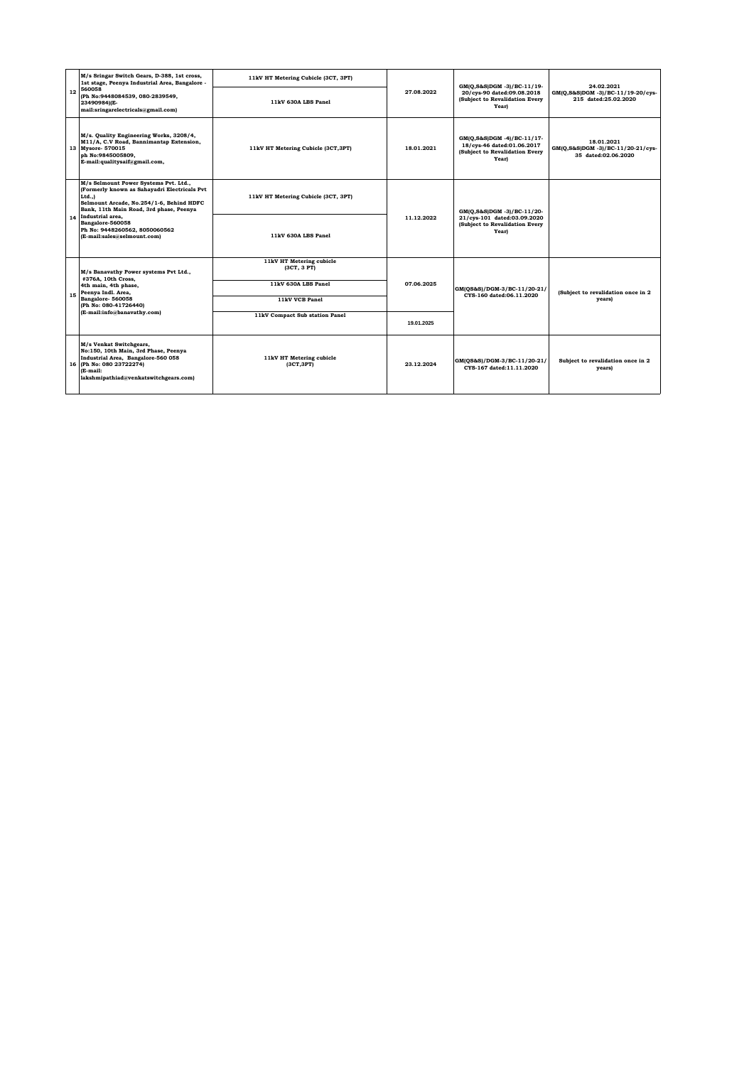| | | | | | |
|---|---|---|---|---|---|
| 12 | M/s Sringar Switch Gears, D-388, 1st cross, 1st stage, Peenya Industrial Area, Bangalore - 560058 (Ph No:9448084539, 080-2839549, 23490984)(E-mail:sringarelectricals@gmail.com) | 11kV HT Metering Cubicle (3CT, 3PT) | 27.08.2022 | GM(Q,S&S)DGM -3)/BC-11/19-20/cys-90 dated:09.08.2018 (Subject to Revalidation Every Year) | 24.02.2021 GM(Q,S&S)DGM -3)/BC-11/19-20/cys-215 dated:25.02.2020 |
| | | 11kV 630A LBS Panel | | | |
| 13 | M/s. Quality Engineering Works, 3208/4, M11/A, C.V Road, Bannimantap Extension, Mysore- 570015 ph No:9845005809, E-mail:qualitysaif@gmail.com, | 11kV HT Metering Cubicle (3CT,3PT) | 18.01.2021 | GM(Q,S&S)DGM -4)/BC-11/17-18/cys-46 dated:01.06.2017 (Subject to Revalidation Every Year) | 18.01.2021 GM(Q,S&S)DGM -3)/BC-11/20-21/cys-35 dated:02.06.2020 |
| 14 | M/s Selmount Power Systems Pvt. Ltd., (Formerly known as Sahayadri Electricals Pvt Ltd.,) Selmount Arcade, No.254/1-6, Behind HDFC Bank, 11th Main Road, 3rd phase, Peenya Industrial area, Bangalore-560058 Ph No: 9448260562, 8050060562 (E-mail:sales@selmount.com) | 11kV HT Metering Cubicle (3CT, 3PT) | 11.12.2022 | GM(Q,S&S)DGM -3)/BC-11/20-21/cys-101 dated:03.09.2020 (Subject to Revalidation Every Year) | |
| | | 11kV 630A LBS Panel | | | |
| 15 | M/s Banavathy Power systems Pvt Ltd., #376A, 10th Cross, 4th main, 4th phase, Peenya Indl. Area, Bangalore- 560058 (Ph No: 080-41726440) (E-mail:info@banavathy.com) | 11kV HT Metering cubicle (3CT, 3 PT) | 07.06.2025 | GM(QS&S)/DGM-3/BC-11/20-21/ CYS-160 dated:06.11.2020 | (Subject to revalidation once in 2 years) |
| | | 11kV 630A LBS Panel | | | |
| | | 11kV VCB Panel | | | |
| | | 11kV Compact Sub station Panel | 19.01.2025 | | |
| 16 | M/s Venkat Switchgears, No:150, 10th Main, 3rd Phase, Peenya Industrial Area, Bangalore-560 058 (Ph No: 080 23722274) (E-mail: lakshmipathiad@venkatswitchgears.com) | 11kV HT Metering cubicle (3CT,3PT) | 23.12.2024 | GM(QS&S)/DGM-3/BC-11/20-21/ CYS-167 dated:11.11.2020 | Subject to revalidation once in 2 years) |